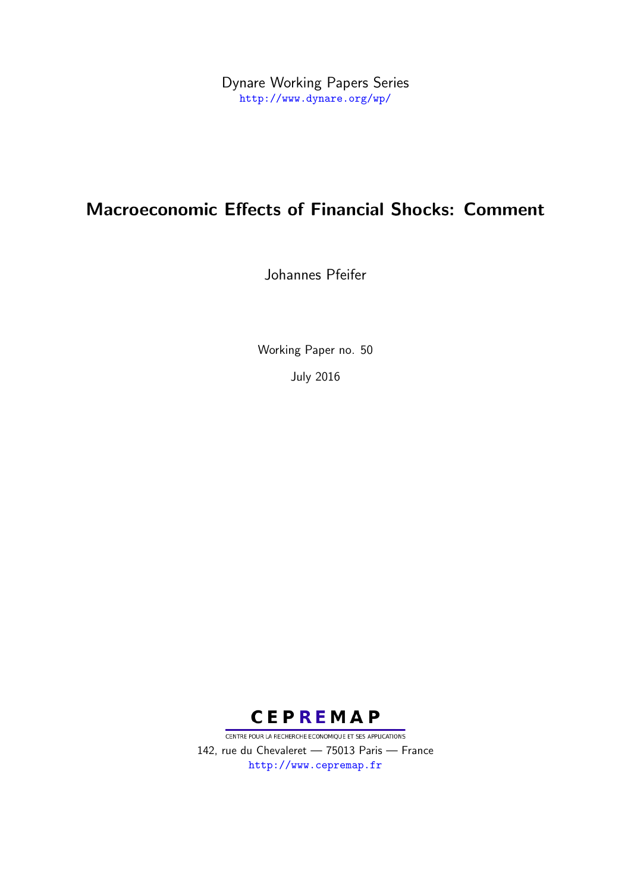Dynare Working Papers Series
http://www.dynare.org/wp/

# Macroeconomic Effects of Financial Shocks: Comment

Johannes Pfeifer

Working Paper no. 50

July 2016

**CEPREMAP**

CENTRE POUR LA RECHERCHE ECONOMIQUE ET SES APPLICATIONS

142, rue du Chevaleret — 75013 Paris — France

http://www.cepremap.fr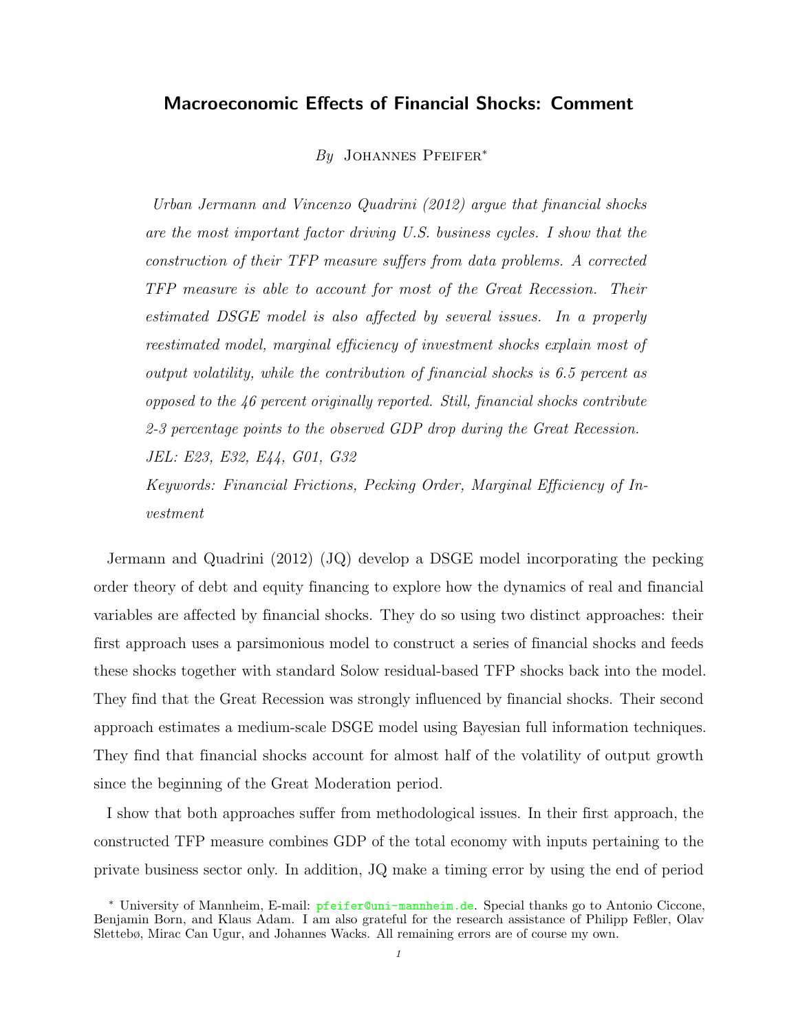# Macroeconomic Effects of Financial Shocks: Comment

*By* Johannes Pfeifer*

*Urban Jermann and Vincenzo Quadrini (2012) argue that financial shocks are the most important factor driving U.S. business cycles. I show that the construction of their TFP measure suffers from data problems. A corrected TFP measure is able to account for most of the Great Recession. Their estimated DSGE model is also affected by several issues. In a properly reestimated model, marginal efficiency of investment shocks explain most of output volatility, while the contribution of financial shocks is 6.5 percent as opposed to the 46 percent originally reported. Still, financial shocks contribute 2-3 percentage points to the observed GDP drop during the Great Recession.*

*JEL: E23, E32, E44, G01, G32*

*Keywords: Financial Frictions, Pecking Order, Marginal Efficiency of Investment*

Jermann and Quadrini (2012) (JQ) develop a DSGE model incorporating the pecking order theory of debt and equity financing to explore how the dynamics of real and financial variables are affected by financial shocks. They do so using two distinct approaches: their first approach uses a parsimonious model to construct a series of financial shocks and feeds these shocks together with standard Solow residual-based TFP shocks back into the model. They find that the Great Recession was strongly influenced by financial shocks. Their second approach estimates a medium-scale DSGE model using Bayesian full information techniques. They find that financial shocks account for almost half of the volatility of output growth since the beginning of the Great Moderation period.

I show that both approaches suffer from methodological issues. In their first approach, the constructed TFP measure combines GDP of the total economy with inputs pertaining to the private business sector only. In addition, JQ make a timing error by using the end of period

\* University of Mannheim, E-mail: pfeifer@uni-mannheim.de. Special thanks go to Antonio Ciccone, Benjamin Born, and Klaus Adam. I am also grateful for the research assistance of Philipp Feßler, Olav Slettebø, Mirac Can Ugur, and Johannes Wacks. All remaining errors are of course my own.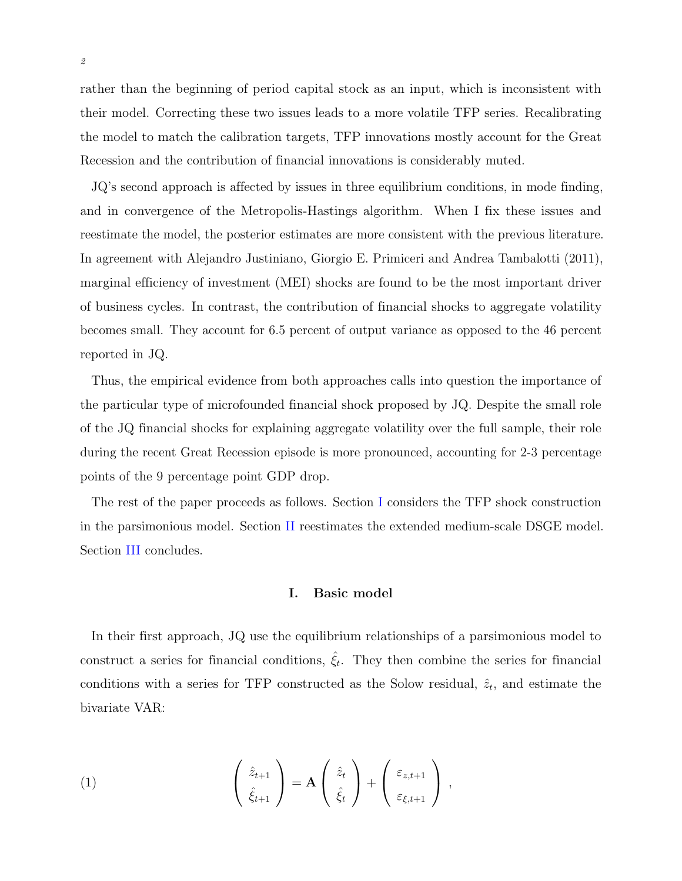rather than the beginning of period capital stock as an input, which is inconsistent with their model. Correcting these two issues leads to a more volatile TFP series. Recalibrating the model to match the calibration targets, TFP innovations mostly account for the Great Recession and the contribution of financial innovations is considerably muted.

JQ's second approach is affected by issues in three equilibrium conditions, in mode finding, and in convergence of the Metropolis-Hastings algorithm. When I fix these issues and reestimate the model, the posterior estimates are more consistent with the previous literature. In agreement with Alejandro Justiniano, Giorgio E. Primiceri and Andrea Tambalotti (2011), marginal efficiency of investment (MEI) shocks are found to be the most important driver of business cycles. In contrast, the contribution of financial shocks to aggregate volatility becomes small. They account for 6.5 percent of output variance as opposed to the 46 percent reported in JQ.

Thus, the empirical evidence from both approaches calls into question the importance of the particular type of microfounded financial shock proposed by JQ. Despite the small role of the JQ financial shocks for explaining aggregate volatility over the full sample, their role during the recent Great Recession episode is more pronounced, accounting for 2-3 percentage points of the 9 percentage point GDP drop.

The rest of the paper proceeds as follows. Section I considers the TFP shock construction in the parsimonious model. Section II reestimates the extended medium-scale DSGE model. Section III concludes.

## I. Basic model

In their first approach, JQ use the equilibrium relationships of a parsimonious model to construct a series for financial conditions, $\hat{\xi}_t$. They then combine the series for financial conditions with a series for TFP constructed as the Solow residual, $\hat{z}_t$, and estimate the bivariate VAR:

$$\begin{pmatrix} \hat{z}_{t+1} \\ \hat{\xi}_{t+1} \end{pmatrix} = \mathbf{A} \begin{pmatrix} \hat{z}_{t} \\ \hat{\xi}_{t} \end{pmatrix} + \begin{pmatrix} \varepsilon_{z,t+1} \\ \varepsilon_{\xi,t+1} \end{pmatrix} , \tag{1}$$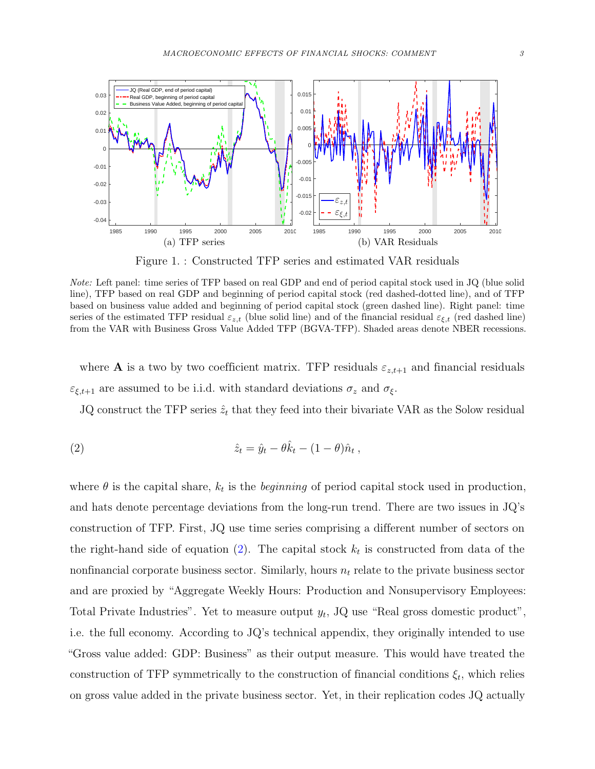Figure 1. : Constructed TFP series and estimated VAR residuals

*Note:* Left panel: time series of TFP based on real GDP and end of period capital stock used in JQ (blue solid line), TFP based on real GDP and beginning of period capital stock (red dashed-dotted line), and of TFP based on business value added and beginning of period capital stock (green dashed line). Right panel: time series of the estimated TFP residual $\varepsilon_{z,t}$ (blue solid line) and of the financial residual $\varepsilon_{\xi,t}$ (red dashed line) from the VAR with Business Gross Value Added TFP (BGVA-TFP). Shaded areas denote NBER recessions.

where $\mathbf{A}$ is a two by two coefficient matrix. TFP residuals $\varepsilon_{z,t+1}$ and financial residuals $\varepsilon_{\xi,t+1}$ are assumed to be i.i.d. with standard deviations $\sigma_z$ and $\sigma_\xi$.

JQ construct the TFP series $\hat{z}_t$ that they feed into their bivariate VAR as the Solow residual

$$\hat{z}_t = \hat{y}_t - \theta\hat{k}_t - (1-\theta)\hat{n}_t \,, \tag{2}$$

where $\theta$ is the capital share, $k_t$ is the *beginning* of period capital stock used in production, and hats denote percentage deviations from the long-run trend. There are two issues in JQ's construction of TFP. First, JQ use time series comprising a different number of sectors on the right-hand side of equation (2). The capital stock $k_t$ is constructed from data of the nonfinancial corporate business sector. Similarly, hours $n_t$ relate to the private business sector and are proxied by "Aggregate Weekly Hours: Production and Nonsupervisory Employees: Total Private Industries". Yet to measure output $y_t$, JQ use "Real gross domestic product", i.e. the full economy. According to JQ's technical appendix, they originally intended to use "Gross value added: GDP: Business" as their output measure. This would have treated the construction of TFP symmetrically to the construction of financial conditions $\xi_t$, which relies on gross value added in the private business sector. Yet, in their replication codes JQ actually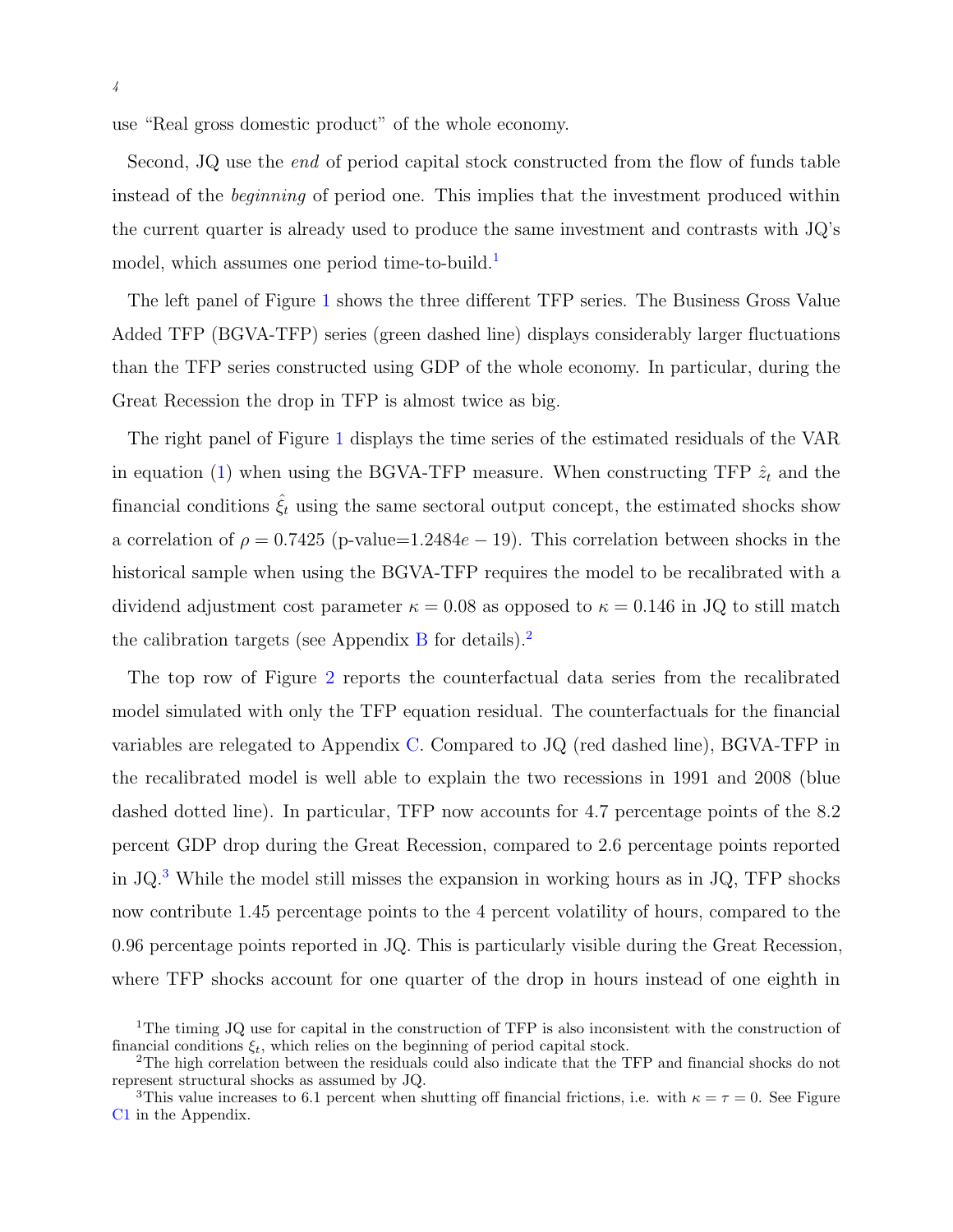use "Real gross domestic product" of the whole economy.

Second, JQ use the *end* of period capital stock constructed from the flow of funds table instead of the *beginning* of period one. This implies that the investment produced within the current quarter is already used to produce the same investment and contrasts with JQ's model, which assumes one period time-to-build.[1]

The left panel of Figure 1 shows the three different TFP series. The Business Gross Value Added TFP (BGVA-TFP) series (green dashed line) displays considerably larger fluctuations than the TFP series constructed using GDP of the whole economy. In particular, during the Great Recession the drop in TFP is almost twice as big.

The right panel of Figure 1 displays the time series of the estimated residuals of the VAR in equation (1) when using the BGVA-TFP measure. When constructing TFP $\hat{z}_t$ and the financial conditions $\hat{\xi}_t$ using the same sectoral output concept, the estimated shocks show a correlation of $\rho = 0.7425$ (p-value=$1.2484e-19$). This correlation between shocks in the historical sample when using the BGVA-TFP requires the model to be recalibrated with a dividend adjustment cost parameter $\kappa = 0.08$ as opposed to $\kappa = 0.146$ in JQ to still match the calibration targets (see Appendix B for details).[2]

The top row of Figure 2 reports the counterfactual data series from the recalibrated model simulated with only the TFP equation residual. The counterfactuals for the financial variables are relegated to Appendix C. Compared to JQ (red dashed line), BGVA-TFP in the recalibrated model is well able to explain the two recessions in 1991 and 2008 (blue dashed dotted line). In particular, TFP now accounts for 4.7 percentage points of the 8.2 percent GDP drop during the Great Recession, compared to 2.6 percentage points reported in JQ.[3] While the model still misses the expansion in working hours as in JQ, TFP shocks now contribute 1.45 percentage points to the 4 percent volatility of hours, compared to the 0.96 percentage points reported in JQ. This is particularly visible during the Great Recession, where TFP shocks account for one quarter of the drop in hours instead of one eighth in

[1] The timing JQ use for capital in the construction of TFP is also inconsistent with the construction of financial conditions $\xi_t$, which relies on the beginning of period capital stock.

[2] The high correlation between the residuals could also indicate that the TFP and financial shocks do not represent structural shocks as assumed by JQ.

[3] This value increases to 6.1 percent when shutting off financial frictions, i.e. with $\kappa = \tau = 0$. See Figure C1 in the Appendix.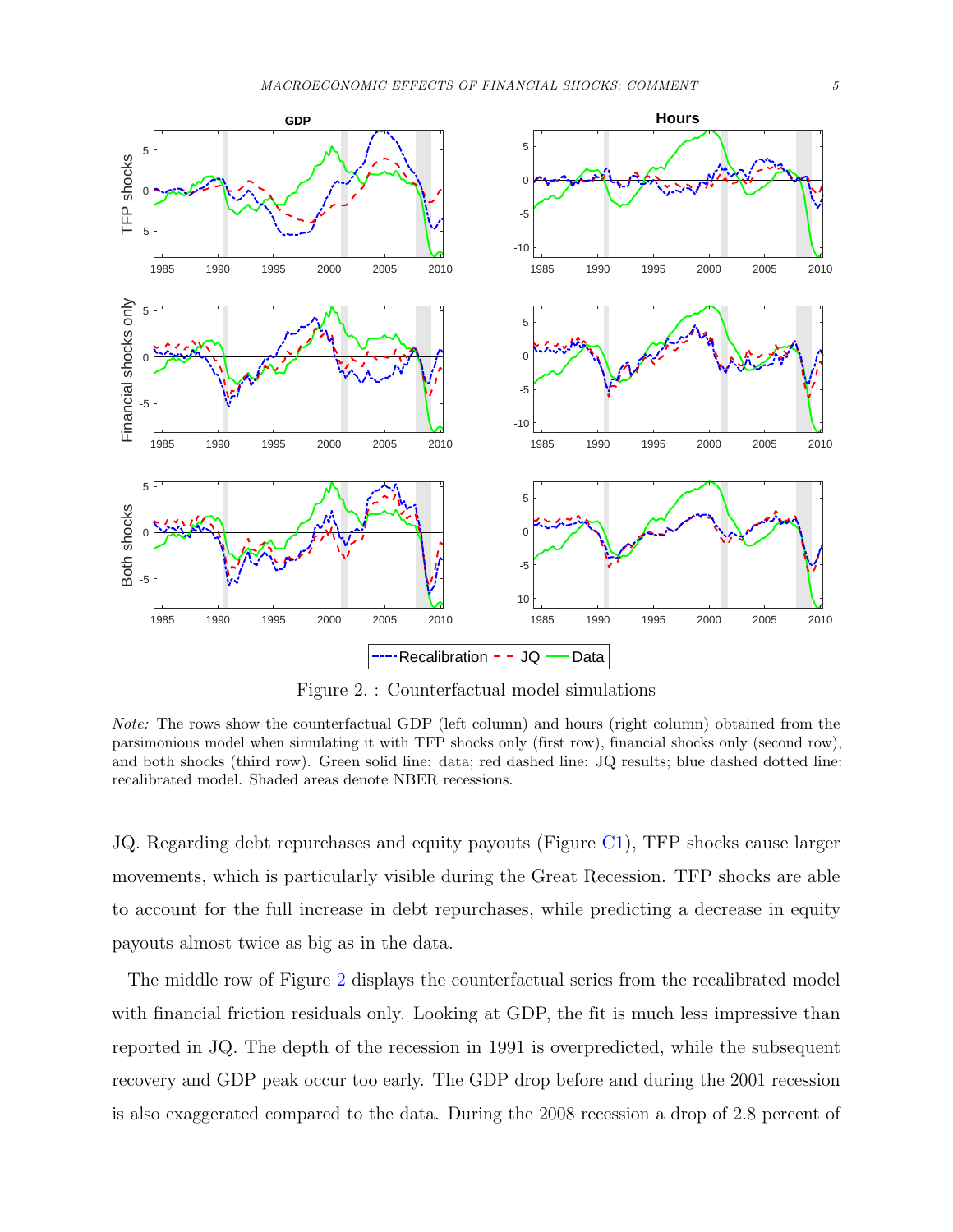Figure 2. : Counterfactual model simulations

*Note:* The rows show the counterfactual GDP (left column) and hours (right column) obtained from the parsimonious model when simulating it with TFP shocks only (first row), financial shocks only (second row), and both shocks (third row). Green solid line: data; red dashed line: JQ results; blue dashed dotted line: recalibrated model. Shaded areas denote NBER recessions.

JQ. Regarding debt repurchases and equity payouts (Figure C1), TFP shocks cause larger movements, which is particularly visible during the Great Recession. TFP shocks are able to account for the full increase in debt repurchases, while predicting a decrease in equity payouts almost twice as big as in the data.

The middle row of Figure 2 displays the counterfactual series from the recalibrated model with financial friction residuals only. Looking at GDP, the fit is much less impressive than reported in JQ. The depth of the recession in 1991 is overpredicted, while the subsequent recovery and GDP peak occur too early. The GDP drop before and during the 2001 recession is also exaggerated compared to the data. During the 2008 recession a drop of 2.8 percent of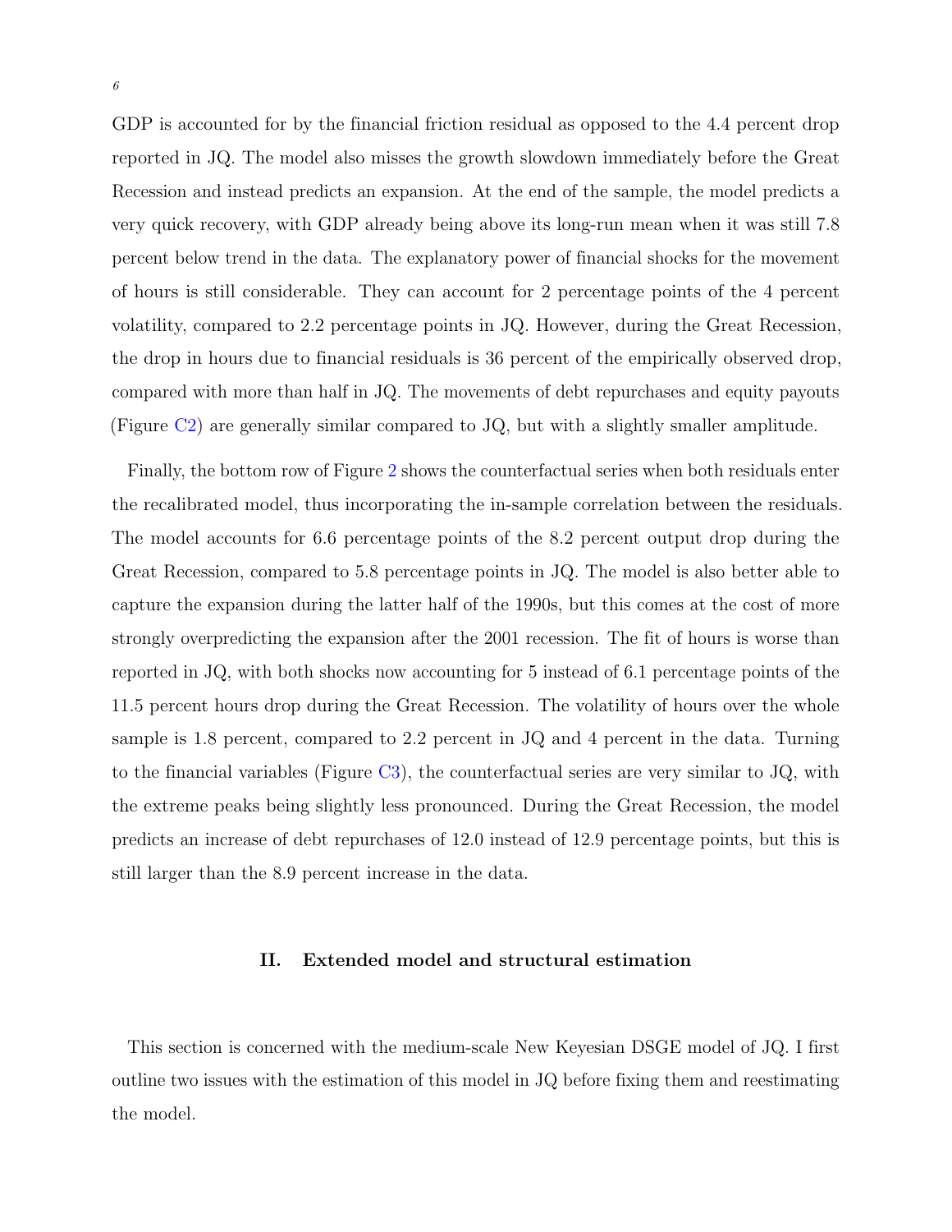GDP is accounted for by the financial friction residual as opposed to the 4.4 percent drop reported in JQ. The model also misses the growth slowdown immediately before the Great Recession and instead predicts an expansion. At the end of the sample, the model predicts a very quick recovery, with GDP already being above its long-run mean when it was still 7.8 percent below trend in the data. The explanatory power of financial shocks for the movement of hours is still considerable. They can account for 2 percentage points of the 4 percent volatility, compared to 2.2 percentage points in JQ. However, during the Great Recession, the drop in hours due to financial residuals is 36 percent of the empirically observed drop, compared with more than half in JQ. The movements of debt repurchases and equity payouts (Figure C2) are generally similar compared to JQ, but with a slightly smaller amplitude.

Finally, the bottom row of Figure 2 shows the counterfactual series when both residuals enter the recalibrated model, thus incorporating the in-sample correlation between the residuals. The model accounts for 6.6 percentage points of the 8.2 percent output drop during the Great Recession, compared to 5.8 percentage points in JQ. The model is also better able to capture the expansion during the latter half of the 1990s, but this comes at the cost of more strongly overpredicting the expansion after the 2001 recession. The fit of hours is worse than reported in JQ, with both shocks now accounting for 5 instead of 6.1 percentage points of the 11.5 percent hours drop during the Great Recession. The volatility of hours over the whole sample is 1.8 percent, compared to 2.2 percent in JQ and 4 percent in the data. Turning to the financial variables (Figure C3), the counterfactual series are very similar to JQ, with the extreme peaks being slightly less pronounced. During the Great Recession, the model predicts an increase of debt repurchases of 12.0 instead of 12.9 percentage points, but this is still larger than the 8.9 percent increase in the data.

## II. Extended model and structural estimation

This section is concerned with the medium-scale New Keyesian DSGE model of JQ. I first outline two issues with the estimation of this model in JQ before fixing them and reestimating the model.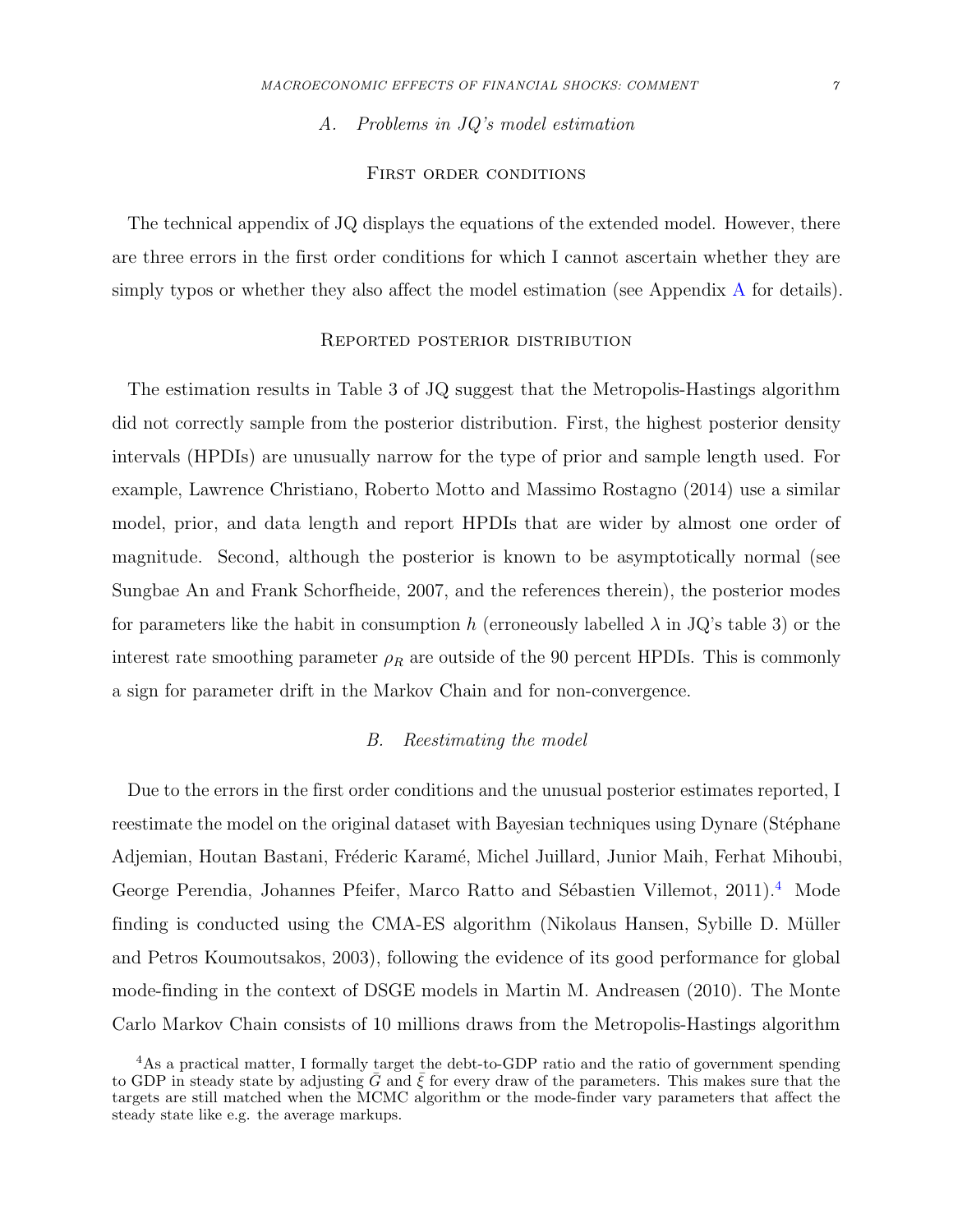### A. Problems in JQ's model estimation

#### First order conditions

The technical appendix of JQ displays the equations of the extended model. However, there are three errors in the first order conditions for which I cannot ascertain whether they are simply typos or whether they also affect the model estimation (see Appendix A for details).

#### Reported posterior distribution

The estimation results in Table 3 of JQ suggest that the Metropolis-Hastings algorithm did not correctly sample from the posterior distribution. First, the highest posterior density intervals (HPDIs) are unusually narrow for the type of prior and sample length used. For example, Lawrence Christiano, Roberto Motto and Massimo Rostagno (2014) use a similar model, prior, and data length and report HPDIs that are wider by almost one order of magnitude. Second, although the posterior is known to be asymptotically normal (see Sungbae An and Frank Schorfheide, 2007, and the references therein), the posterior modes for parameters like the habit in consumption $h$ (erroneously labelled $\lambda$ in JQ's table 3) or the interest rate smoothing parameter $\rho_R$ are outside of the 90 percent HPDIs. This is commonly a sign for parameter drift in the Markov Chain and for non-convergence.

### B. Reestimating the model

Due to the errors in the first order conditions and the unusual posterior estimates reported, I reestimate the model on the original dataset with Bayesian techniques using Dynare (Stéphane Adjemian, Houtan Bastani, Fréderic Karamé, Michel Juillard, Junior Maih, Ferhat Mihoubi, George Perendia, Johannes Pfeifer, Marco Ratto and Sébastien Villemot, 2011).[4] Mode finding is conducted using the CMA-ES algorithm (Nikolaus Hansen, Sybille D. Müller and Petros Koumoutsakos, 2003), following the evidence of its good performance for global mode-finding in the context of DSGE models in Martin M. Andreasen (2010). The Monte Carlo Markov Chain consists of 10 millions draws from the Metropolis-Hastings algorithm

[4] As a practical matter, I formally target the debt-to-GDP ratio and the ratio of government spending to GDP in steady state by adjusting $\bar{G}$ and $\bar{\xi}$ for every draw of the parameters. This makes sure that the targets are still matched when the MCMC algorithm or the mode-finder vary parameters that affect the steady state like e.g. the average markups.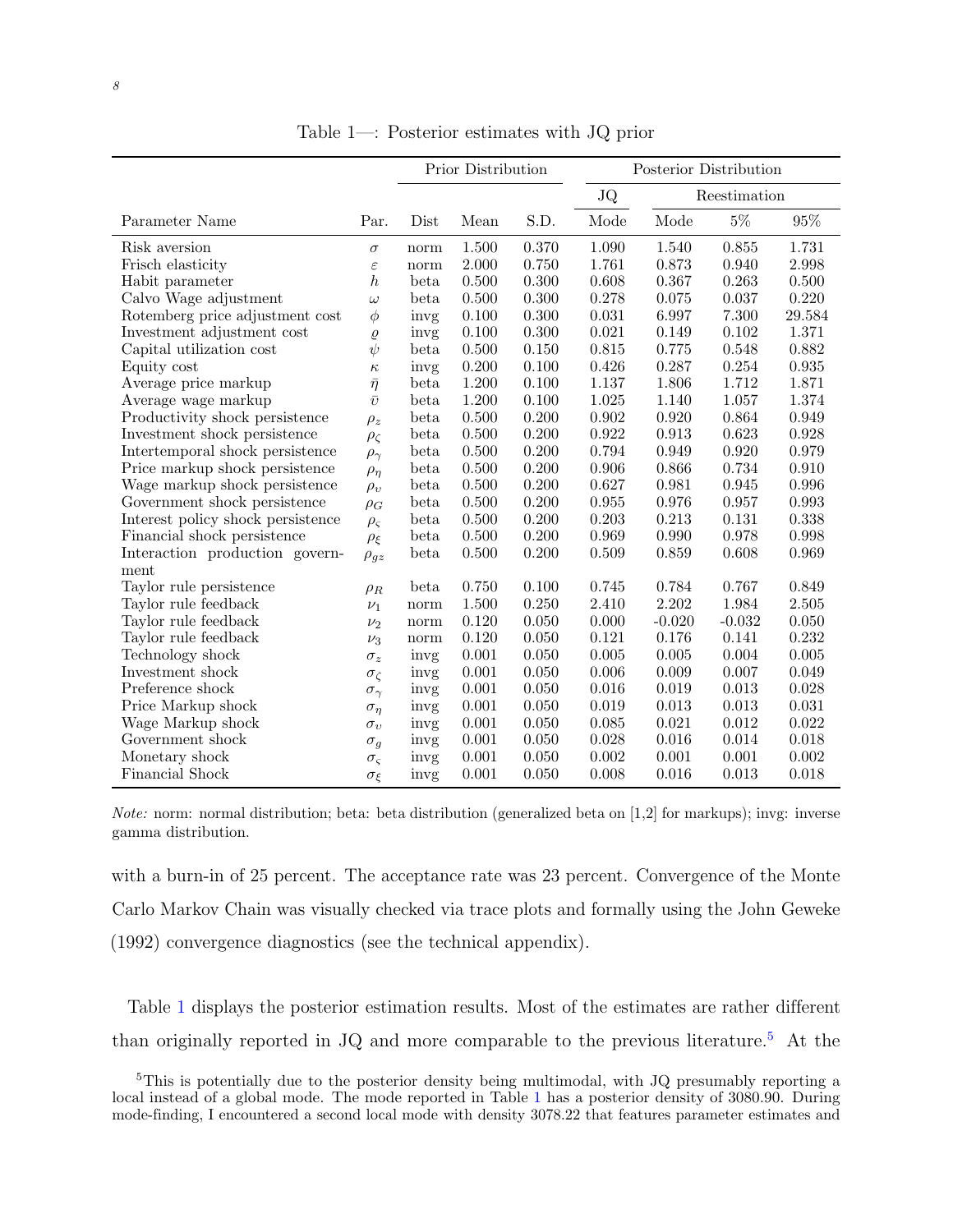Table 1—: Posterior estimates with JQ prior

| Parameter Name | Par. | Prior Distribution | | | Posterior Distribution | | | |
|---|---|---|---|---|---|---|---|---|
| | | | | | JQ | Reestimation | | |
| | | Dist | Mean | S.D. | Mode | Mode | 5% | 95% |
| Risk aversion | $\sigma$ | norm | 1.500 | 0.370 | 1.090 | 1.540 | 0.855 | 1.731 |
| Frisch elasticity | $\varepsilon$ | norm | 2.000 | 0.750 | 1.761 | 0.873 | 0.940 | 2.998 |
| Habit parameter | $h$ | beta | 0.500 | 0.300 | 0.608 | 0.367 | 0.263 | 0.500 |
| Calvo Wage adjustment | $\omega$ | beta | 0.500 | 0.300 | 0.278 | 0.075 | 0.037 | 0.220 |
| Rotemberg price adjustment cost | $\phi$ | invg | 0.100 | 0.300 | 0.031 | 6.997 | 7.300 | 29.584 |
| Investment adjustment cost | $\varrho$ | invg | 0.100 | 0.300 | 0.021 | 0.149 | 0.102 | 1.371 |
| Capital utilization cost | $\psi$ | beta | 0.500 | 0.150 | 0.815 | 0.775 | 0.548 | 0.882 |
| Equity cost | $\kappa$ | invg | 0.200 | 0.100 | 0.426 | 0.287 | 0.254 | 0.935 |
| Average price markup | $\bar{\eta}$ | beta | 1.200 | 0.100 | 1.137 | 1.806 | 1.712 | 1.871 |
| Average wage markup | $\bar{\upsilon}$ | beta | 1.200 | 0.100 | 1.025 | 1.140 | 1.057 | 1.374 |
| Productivity shock persistence | $\rho_z$ | beta | 0.500 | 0.200 | 0.902 | 0.920 | 0.864 | 0.949 |
| Investment shock persistence | $\rho_\zeta$ | beta | 0.500 | 0.200 | 0.922 | 0.913 | 0.623 | 0.928 |
| Intertemporal shock persistence | $\rho_\gamma$ | beta | 0.500 | 0.200 | 0.794 | 0.949 | 0.920 | 0.979 |
| Price markup shock persistence | $\rho_\eta$ | beta | 0.500 | 0.200 | 0.906 | 0.866 | 0.734 | 0.910 |
| Wage markup shock persistence | $\rho_\upsilon$ | beta | 0.500 | 0.200 | 0.627 | 0.981 | 0.945 | 0.996 |
| Government shock persistence | $\rho_G$ | beta | 0.500 | 0.200 | 0.955 | 0.976 | 0.957 | 0.993 |
| Interest policy shock persistence | $\rho_\varsigma$ | beta | 0.500 | 0.200 | 0.203 | 0.213 | 0.131 | 0.338 |
| Financial shock persistence | $\rho_\xi$ | beta | 0.500 | 0.200 | 0.969 | 0.990 | 0.978 | 0.998 |
| Interaction production government | $\rho_{gz}$ | beta | 0.500 | 0.200 | 0.509 | 0.859 | 0.608 | 0.969 |
| Taylor rule persistence | $\rho_R$ | beta | 0.750 | 0.100 | 0.745 | 0.784 | 0.767 | 0.849 |
| Taylor rule feedback | $\nu_1$ | norm | 1.500 | 0.250 | 2.410 | 2.202 | 1.984 | 2.505 |
| Taylor rule feedback | $\nu_2$ | norm | 0.120 | 0.050 | 0.000 | -0.020 | -0.032 | 0.050 |
| Taylor rule feedback | $\nu_3$ | norm | 0.120 | 0.050 | 0.121 | 0.176 | 0.141 | 0.232 |
| Technology shock | $\sigma_z$ | invg | 0.001 | 0.050 | 0.005 | 0.005 | 0.004 | 0.005 |
| Investment shock | $\sigma_\zeta$ | invg | 0.001 | 0.050 | 0.006 | 0.009 | 0.007 | 0.049 |
| Preference shock | $\sigma_\gamma$ | invg | 0.001 | 0.050 | 0.016 | 0.019 | 0.013 | 0.028 |
| Price Markup shock | $\sigma_\eta$ | invg | 0.001 | 0.050 | 0.019 | 0.013 | 0.013 | 0.031 |
| Wage Markup shock | $\sigma_\upsilon$ | invg | 0.001 | 0.050 | 0.085 | 0.021 | 0.012 | 0.022 |
| Government shock | $\sigma_g$ | invg | 0.001 | 0.050 | 0.028 | 0.016 | 0.014 | 0.018 |
| Monetary shock | $\sigma_\varsigma$ | invg | 0.001 | 0.050 | 0.002 | 0.001 | 0.001 | 0.002 |
| Financial Shock | $\sigma_\xi$ | invg | 0.001 | 0.050 | 0.008 | 0.016 | 0.013 | 0.018 |

*Note:* norm: normal distribution; beta: beta distribution (generalized beta on [1,2] for markups); invg: inverse gamma distribution.

with a burn-in of 25 percent. The acceptance rate was 23 percent. Convergence of the Monte Carlo Markov Chain was visually checked via trace plots and formally using the John Geweke (1992) convergence diagnostics (see the technical appendix).

Table 1 displays the posterior estimation results. Most of the estimates are rather different than originally reported in JQ and more comparable to the previous literature.[5] At the

[5] This is potentially due to the posterior density being multimodal, with JQ presumably reporting a local instead of a global mode. The mode reported in Table 1 has a posterior density of 3080.90. During mode-finding, I encountered a second local mode with density 3078.22 that features parameter estimates and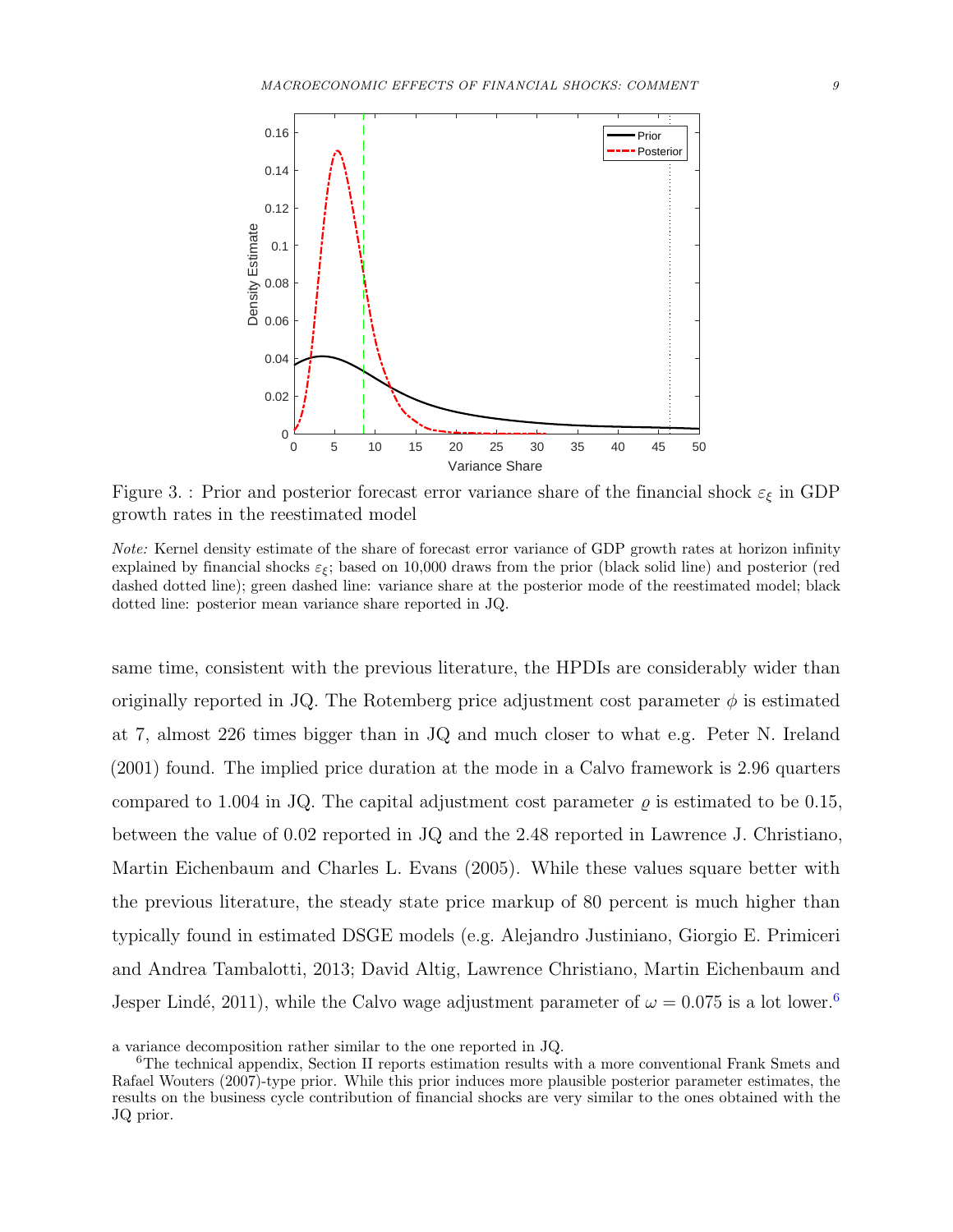Figure 3. : Prior and posterior forecast error variance share of the financial shock $\varepsilon_\xi$ in GDP growth rates in the reestimated model

*Note:* Kernel density estimate of the share of forecast error variance of GDP growth rates at horizon infinity explained by financial shocks $\varepsilon_\xi$; based on 10,000 draws from the prior (black solid line) and posterior (red dashed dotted line); green dashed line: variance share at the posterior mode of the reestimated model; black dotted line: posterior mean variance share reported in JQ.

same time, consistent with the previous literature, the HPDIs are considerably wider than originally reported in JQ. The Rotemberg price adjustment cost parameter $\phi$ is estimated at 7, almost 226 times bigger than in JQ and much closer to what e.g. Peter N. Ireland (2001) found. The implied price duration at the mode in a Calvo framework is 2.96 quarters compared to 1.004 in JQ. The capital adjustment cost parameter $\varrho$ is estimated to be 0.15, between the value of 0.02 reported in JQ and the 2.48 reported in Lawrence J. Christiano, Martin Eichenbaum and Charles L. Evans (2005). While these values square better with the previous literature, the steady state price markup of 80 percent is much higher than typically found in estimated DSGE models (e.g. Alejandro Justiniano, Giorgio E. Primiceri and Andrea Tambalotti, 2013; David Altig, Lawrence Christiano, Martin Eichenbaum and Jesper Lindé, 2011), while the Calvo wage adjustment parameter of $\omega = 0.075$ is a lot lower.[6]

a variance decomposition rather similar to the one reported in JQ.

[6]The technical appendix, Section II reports estimation results with a more conventional Frank Smets and Rafael Wouters (2007)-type prior. While this prior induces more plausible posterior parameter estimates, the results on the business cycle contribution of financial shocks are very similar to the ones obtained with the JQ prior.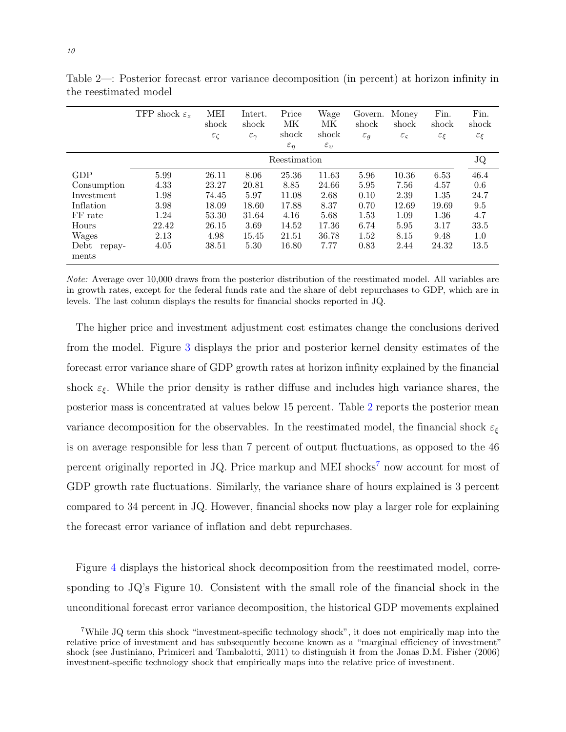Table 2—: Posterior forecast error variance decomposition (in percent) at horizon infinity in the reestimated model

| | TFP shock $\varepsilon_z$ | MEI shock $\varepsilon_\zeta$ | Intert. shock $\varepsilon_\gamma$ | Price MK shock $\varepsilon_\eta$ | Wage MK shock $\varepsilon_\upsilon$ | Govern. shock $\varepsilon_g$ | Money shock $\varepsilon_\varsigma$ | Fin. shock $\varepsilon_\xi$ | Fin. shock $\varepsilon_\xi$ |
|---|---|---|---|---|---|---|---|---|---|
| | Reestimation | | | | | | | | JQ |
| GDP | 5.99 | 26.11 | 8.06 | 25.36 | 11.63 | 5.96 | 10.36 | 6.53 | 46.4 |
| Consumption | 4.33 | 23.27 | 20.81 | 8.85 | 24.66 | 5.95 | 7.56 | 4.57 | 0.6 |
| Investment | 1.98 | 74.45 | 5.97 | 11.08 | 2.68 | 0.10 | 2.39 | 1.35 | 24.7 |
| Inflation | 3.98 | 18.09 | 18.60 | 17.88 | 8.37 | 0.70 | 12.69 | 19.69 | 9.5 |
| FF rate | 1.24 | 53.30 | 31.64 | 4.16 | 5.68 | 1.53 | 1.09 | 1.36 | 4.7 |
| Hours | 22.42 | 26.15 | 3.69 | 14.52 | 17.36 | 6.74 | 5.95 | 3.17 | 33.5 |
| Wages | 2.13 | 4.98 | 15.45 | 21.51 | 36.78 | 1.52 | 8.15 | 9.48 | 1.0 |
| Debt repayments | 4.05 | 38.51 | 5.30 | 16.80 | 7.77 | 0.83 | 2.44 | 24.32 | 13.5 |

*Note:* Average over 10,000 draws from the posterior distribution of the reestimated model. All variables are in growth rates, except for the federal funds rate and the share of debt repurchases to GDP, which are in levels. The last column displays the results for financial shocks reported in JQ.

The higher price and investment adjustment cost estimates change the conclusions derived from the model. Figure 3 displays the prior and posterior kernel density estimates of the forecast error variance share of GDP growth rates at horizon infinity explained by the financial shock $\varepsilon_\xi$. While the prior density is rather diffuse and includes high variance shares, the posterior mass is concentrated at values below 15 percent. Table 2 reports the posterior mean variance decomposition for the observables. In the reestimated model, the financial shock $\varepsilon_\xi$ is on average responsible for less than 7 percent of output fluctuations, as opposed to the 46 percent originally reported in JQ. Price markup and MEI shocks[7] now account for most of GDP growth rate fluctuations. Similarly, the variance share of hours explained is 3 percent compared to 34 percent in JQ. However, financial shocks now play a larger role for explaining the forecast error variance of inflation and debt repurchases.

Figure 4 displays the historical shock decomposition from the reestimated model, corresponding to JQ's Figure 10. Consistent with the small role of the financial shock in the unconditional forecast error variance decomposition, the historical GDP movements explained

[7]While JQ term this shock "investment-specific technology shock", it does not empirically map into the relative price of investment and has subsequently become known as a "marginal efficiency of investment" shock (see Justiniano, Primiceri and Tambalotti, 2011) to distinguish it from the Jonas D.M. Fisher (2006) investment-specific technology shock that empirically maps into the relative price of investment.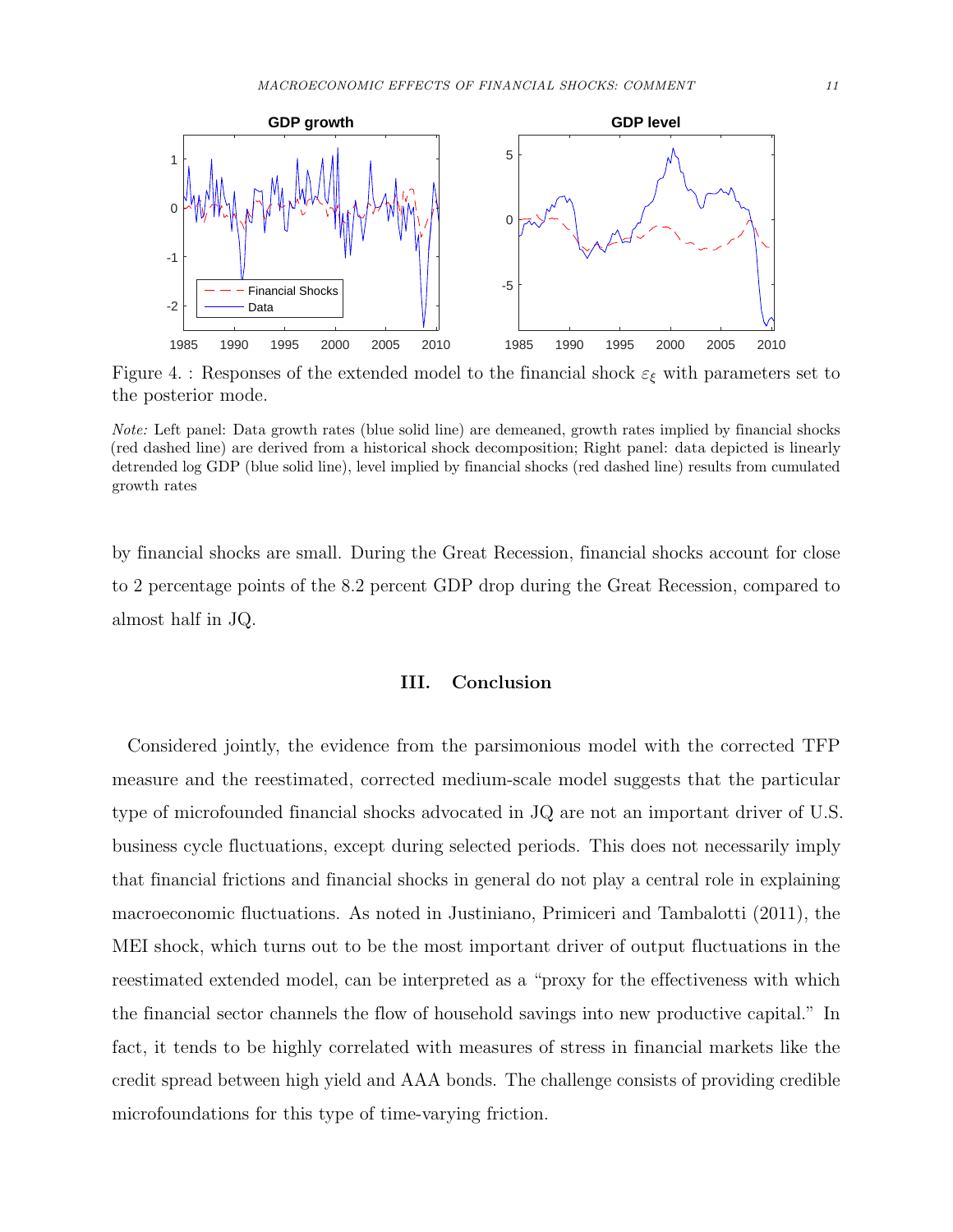Figure 4. : Responses of the extended model to the financial shock $\varepsilon_\xi$ with parameters set to the posterior mode.

*Note:* Left panel: Data growth rates (blue solid line) are demeaned, growth rates implied by financial shocks (red dashed line) are derived from a historical shock decomposition; Right panel: data depicted is linearly detrended log GDP (blue solid line), level implied by financial shocks (red dashed line) results from cumulated growth rates

by financial shocks are small. During the Great Recession, financial shocks account for close to 2 percentage points of the 8.2 percent GDP drop during the Great Recession, compared to almost half in JQ.

## III. Conclusion

Considered jointly, the evidence from the parsimonious model with the corrected TFP measure and the reestimated, corrected medium-scale model suggests that the particular type of microfounded financial shocks advocated in JQ are not an important driver of U.S. business cycle fluctuations, except during selected periods. This does not necessarily imply that financial frictions and financial shocks in general do not play a central role in explaining macroeconomic fluctuations. As noted in Justiniano, Primiceri and Tambalotti (2011), the MEI shock, which turns out to be the most important driver of output fluctuations in the reestimated extended model, can be interpreted as a "proxy for the effectiveness with which the financial sector channels the flow of household savings into new productive capital." In fact, it tends to be highly correlated with measures of stress in financial markets like the credit spread between high yield and AAA bonds. The challenge consists of providing credible microfoundations for this type of time-varying friction.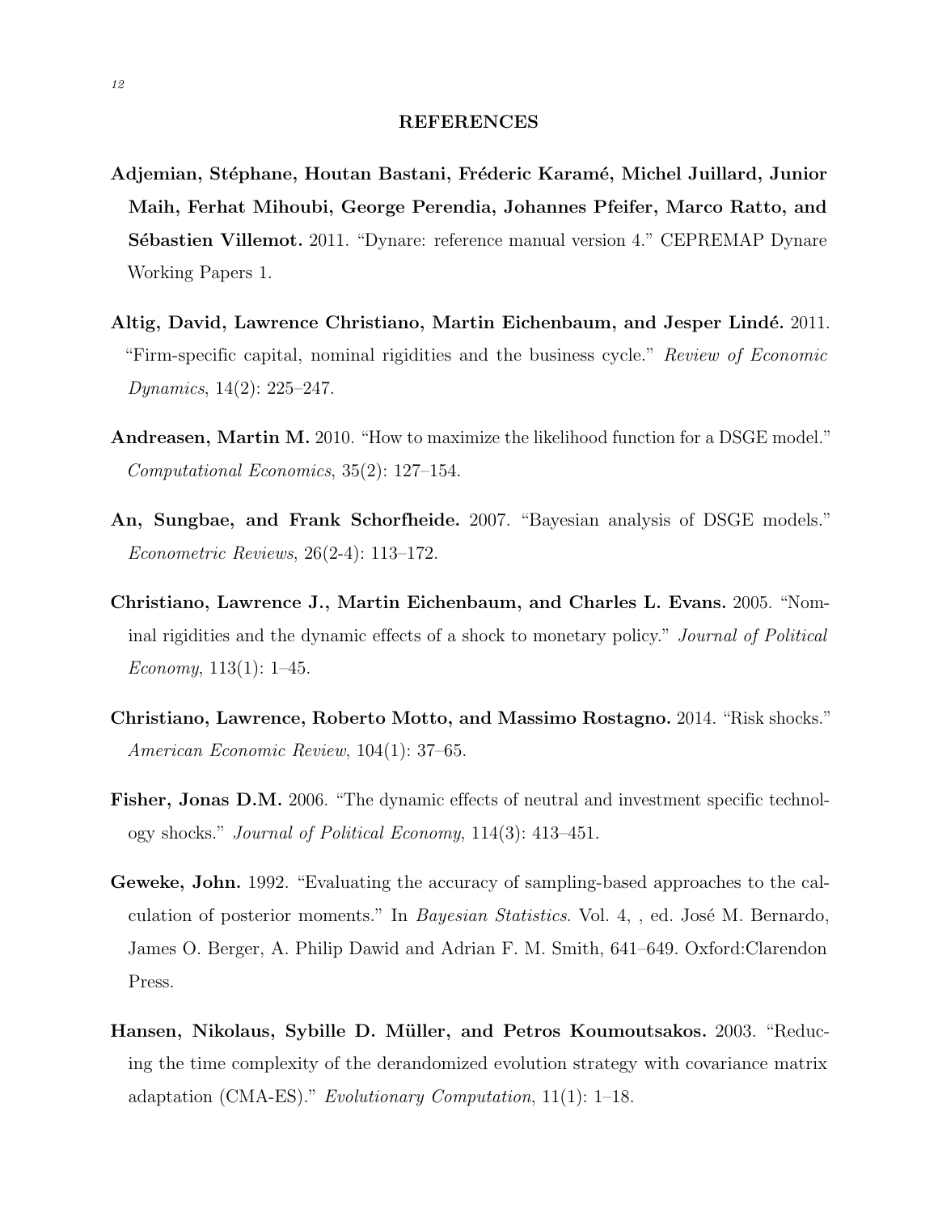## REFERENCES

**Adjemian, Stéphane, Houtan Bastani, Fréderic Karamé, Michel Juillard, Junior Maih, Ferhat Mihoubi, George Perendia, Johannes Pfeifer, Marco Ratto, and Sébastien Villemot.** 2011. "Dynare: reference manual version 4." CEPREMAP Dynare Working Papers 1.

**Altig, David, Lawrence Christiano, Martin Eichenbaum, and Jesper Lindé.** 2011. "Firm-specific capital, nominal rigidities and the business cycle." *Review of Economic Dynamics*, 14(2): 225–247.

**Andreasen, Martin M.** 2010. "How to maximize the likelihood function for a DSGE model." *Computational Economics*, 35(2): 127–154.

**An, Sungbae, and Frank Schorfheide.** 2007. "Bayesian analysis of DSGE models." *Econometric Reviews*, 26(2-4): 113–172.

**Christiano, Lawrence J., Martin Eichenbaum, and Charles L. Evans.** 2005. "Nominal rigidities and the dynamic effects of a shock to monetary policy." *Journal of Political Economy*, 113(1): 1–45.

**Christiano, Lawrence, Roberto Motto, and Massimo Rostagno.** 2014. "Risk shocks." *American Economic Review*, 104(1): 37–65.

**Fisher, Jonas D.M.** 2006. "The dynamic effects of neutral and investment specific technology shocks." *Journal of Political Economy*, 114(3): 413–451.

**Geweke, John.** 1992. "Evaluating the accuracy of sampling-based approaches to the calculation of posterior moments." In *Bayesian Statistics*. Vol. 4, , ed. José M. Bernardo, James O. Berger, A. Philip Dawid and Adrian F. M. Smith, 641–649. Oxford:Clarendon Press.

**Hansen, Nikolaus, Sybille D. Müller, and Petros Koumoutsakos.** 2003. "Reducing the time complexity of the derandomized evolution strategy with covariance matrix adaptation (CMA-ES)." *Evolutionary Computation*, 11(1): 1–18.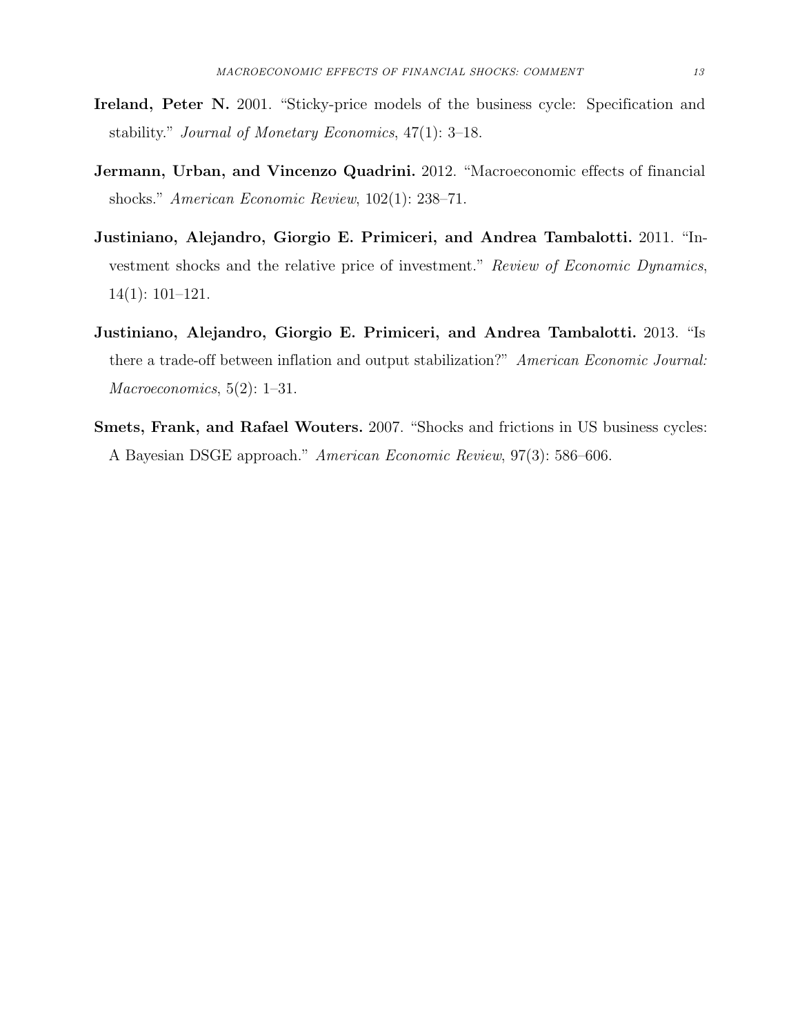**Ireland, Peter N.** 2001. "Sticky-price models of the business cycle: Specification and stability." *Journal of Monetary Economics*, 47(1): 3–18.

**Jermann, Urban, and Vincenzo Quadrini.** 2012. "Macroeconomic effects of financial shocks." *American Economic Review*, 102(1): 238–71.

**Justiniano, Alejandro, Giorgio E. Primiceri, and Andrea Tambalotti.** 2011. "Investment shocks and the relative price of investment." *Review of Economic Dynamics*, 14(1): 101–121.

**Justiniano, Alejandro, Giorgio E. Primiceri, and Andrea Tambalotti.** 2013. "Is there a trade-off between inflation and output stabilization?" *American Economic Journal: Macroeconomics*, 5(2): 1–31.

**Smets, Frank, and Rafael Wouters.** 2007. "Shocks and frictions in US business cycles: A Bayesian DSGE approach." *American Economic Review*, 97(3): 586–606.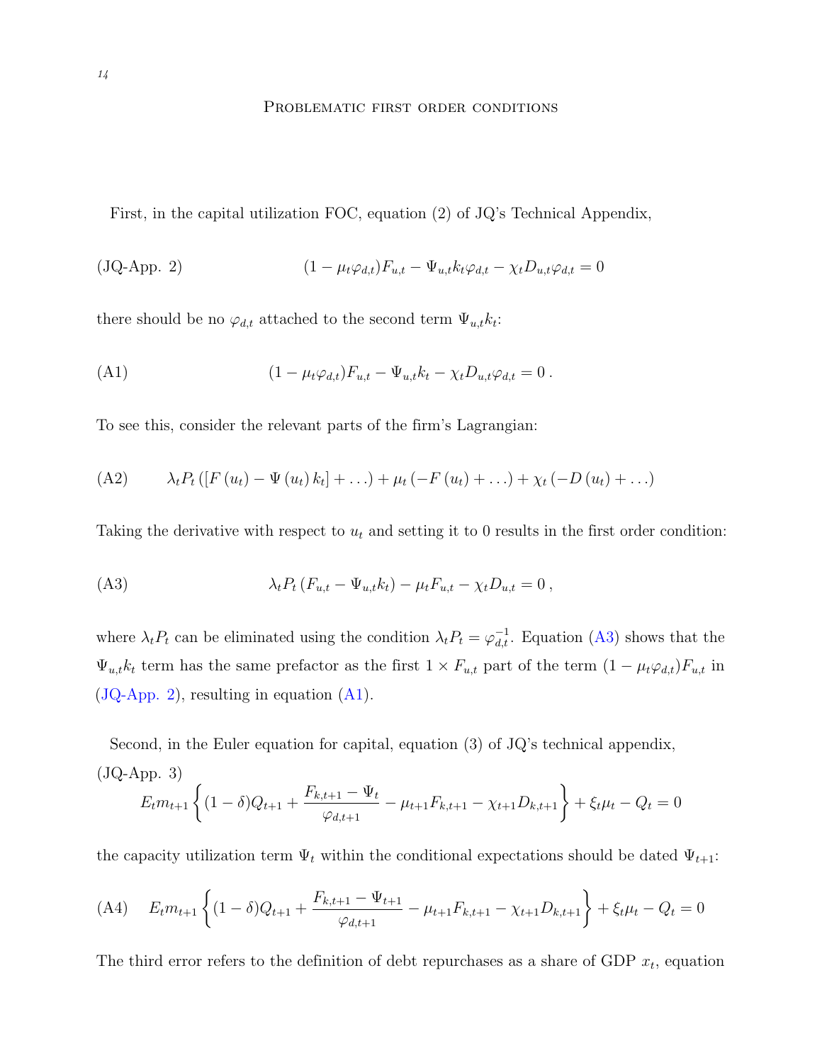## Problematic first order conditions

First, in the capital utilization FOC, equation (2) of JQ's Technical Appendix,

$$(1-\mu_t\varphi_{d,t})F_{u,t} - \Psi_{u,t}k_t\varphi_{d,t} - \chi_t D_{u,t}\varphi_{d,t} = 0 \qquad \text{(JQ-App. 2)}$$

there should be no $\varphi_{d,t}$ attached to the second term $\Psi_{u,t}k_t$:

$$(1-\mu_t\varphi_{d,t})F_{u,t} - \Psi_{u,t}k_t - \chi_t D_{u,t}\varphi_{d,t} = 0\,. \qquad \text{(A1)}$$

To see this, consider the relevant parts of the firm's Lagrangian:

$$\lambda_t P_t\left(\left[F\left(u_t\right) - \Psi\left(u_t\right)k_t\right] + \ldots\right) + \mu_t\left(-F\left(u_t\right) + \ldots\right) + \chi_t\left(-D\left(u_t\right) + \ldots\right) \qquad \text{(A2)}$$

Taking the derivative with respect to $u_t$ and setting it to 0 results in the first order condition:

$$\lambda_t P_t\left(F_{u,t} - \Psi_{u,t}k_t\right) - \mu_t F_{u,t} - \chi_t D_{u,t} = 0\,, \qquad \text{(A3)}$$

where $\lambda_t P_t$ can be eliminated using the condition $\lambda_t P_t = \varphi_{d,t}^{-1}$. Equation (A3) shows that the $\Psi_{u,t}k_t$ term has the same prefactor as the first $1 \times F_{u,t}$ part of the term $(1-\mu_t\varphi_{d,t})F_{u,t}$ in (JQ-App. 2), resulting in equation (A1).

Second, in the Euler equation for capital, equation (3) of JQ's technical appendix,

$$E_t m_{t+1}\left\{(1-\delta)Q_{t+1} + \frac{F_{k,t+1} - \Psi_t}{\varphi_{d,t+1}} - \mu_{t+1}F_{k,t+1} - \chi_{t+1}D_{k,t+1}\right\} + \xi_t\mu_t - Q_t = 0 \qquad \text{(JQ-App. 3)}$$

the capacity utilization term $\Psi_t$ within the conditional expectations should be dated $\Psi_{t+1}$:

$$E_t m_{t+1}\left\{(1-\delta)Q_{t+1} + \frac{F_{k,t+1} - \Psi_{t+1}}{\varphi_{d,t+1}} - \mu_{t+1}F_{k,t+1} - \chi_{t+1}D_{k,t+1}\right\} + \xi_t\mu_t - Q_t = 0 \qquad \text{(A4)}$$

The third error refers to the definition of debt repurchases as a share of GDP $x_t$, equation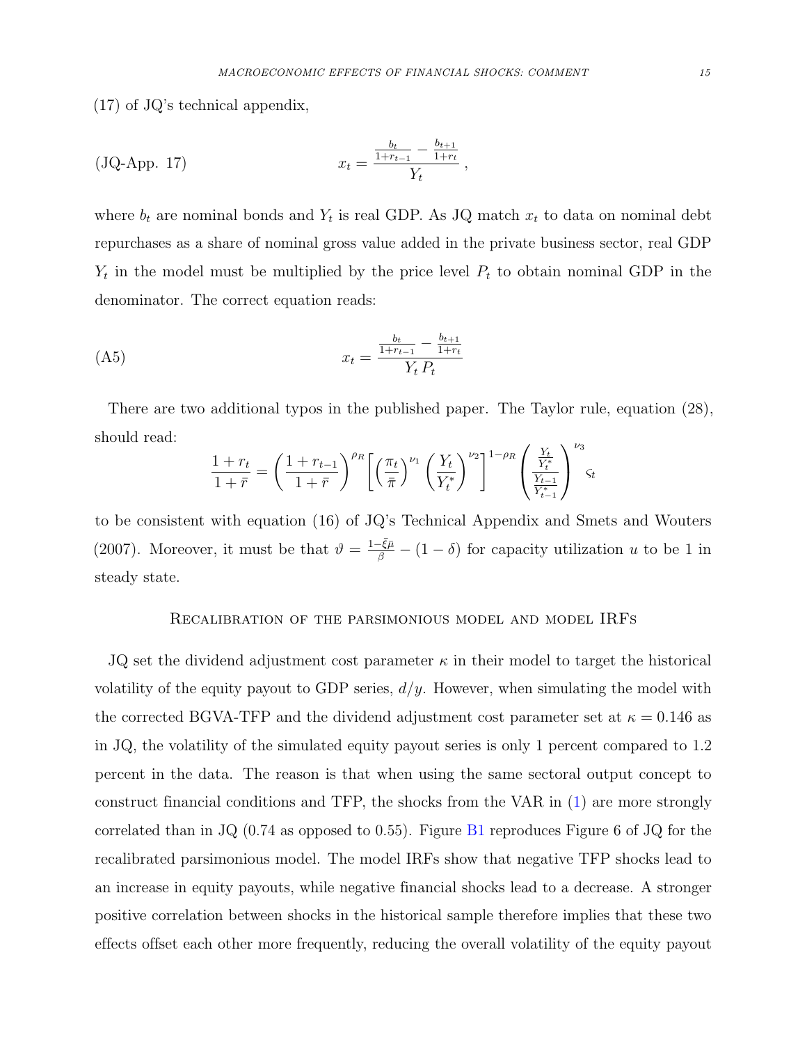(17) of JQ's technical appendix,

$$x_t = \frac{\frac{b_t}{1+r_{t-1}} - \frac{b_{t+1}}{1+r_t}}{Y_t}, \tag{JQ-App. 17}$$

where $b_t$ are nominal bonds and $Y_t$ is real GDP. As JQ match $x_t$ to data on nominal debt repurchases as a share of nominal gross value added in the private business sector, real GDP $Y_t$ in the model must be multiplied by the price level $P_t$ to obtain nominal GDP in the denominator. The correct equation reads:

$$x_t = \frac{\frac{b_t}{1+r_{t-1}} - \frac{b_{t+1}}{1+r_t}}{Y_t P_t} \tag{A5}$$

There are two additional typos in the published paper. The Taylor rule, equation (28), should read:

$$\frac{1+r_t}{1+\bar{r}} = \left(\frac{1+r_{t-1}}{1+\bar{r}}\right)^{\rho_R} \left[\left(\frac{\pi_t}{\bar{\pi}}\right)^{\nu_1} \left(\frac{Y_t}{Y_t^*}\right)^{\nu_2}\right]^{1-\rho_R} \left(\frac{\frac{Y_t}{Y_t^*}}{\frac{Y_{t-1}}{Y_{t-1}^*}}\right)^{\nu_3} \varsigma_t$$

to be consistent with equation (16) of JQ's Technical Appendix and Smets and Wouters (2007). Moreover, it must be that $\vartheta = \frac{1-\bar{\xi}\bar{\mu}}{\beta} - (1-\delta)$ for capacity utilization $u$ to be 1 in steady state.

## Recalibration of the parsimonious model and model IRFs

JQ set the dividend adjustment cost parameter $\kappa$ in their model to target the historical volatility of the equity payout to GDP series, $d/y$. However, when simulating the model with the corrected BGVA-TFP and the dividend adjustment cost parameter set at $\kappa = 0.146$ as in JQ, the volatility of the simulated equity payout series is only 1 percent compared to 1.2 percent in the data. The reason is that when using the same sectoral output concept to construct financial conditions and TFP, the shocks from the VAR in (1) are more strongly correlated than in JQ (0.74 as opposed to 0.55). Figure B1 reproduces Figure 6 of JQ for the recalibrated parsimonious model. The model IRFs show that negative TFP shocks lead to an increase in equity payouts, while negative financial shocks lead to a decrease. A stronger positive correlation between shocks in the historical sample therefore implies that these two effects offset each other more frequently, reducing the overall volatility of the equity payout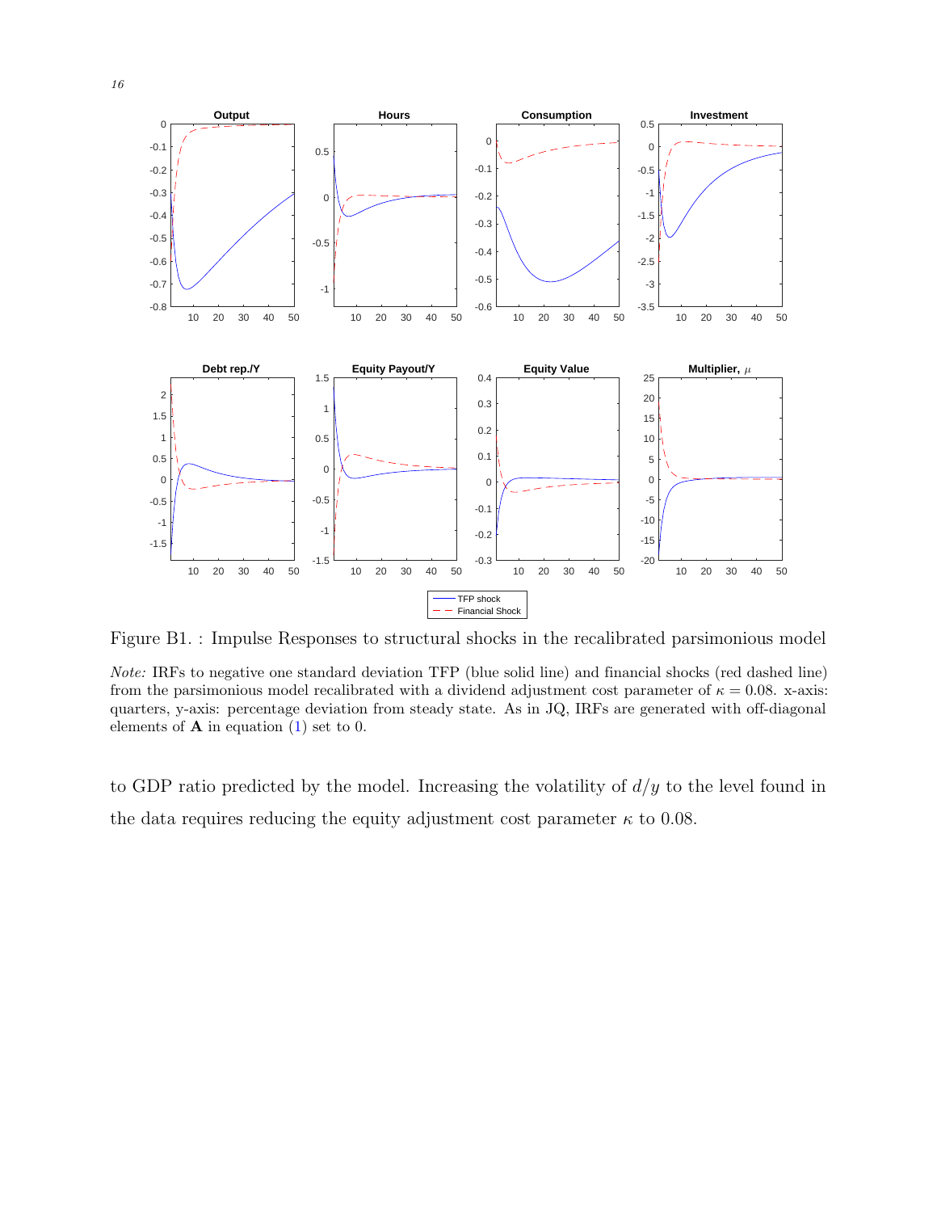Figure B1. : Impulse Responses to structural shocks in the recalibrated parsimonious model

*Note:* IRFs to negative one standard deviation TFP (blue solid line) and financial shocks (red dashed line) from the parsimonious model recalibrated with a dividend adjustment cost parameter of $\kappa = 0.08$. x-axis: quarters, y-axis: percentage deviation from steady state. As in JQ, IRFs are generated with off-diagonal elements of $\mathbf{A}$ in equation (1) set to 0.

to GDP ratio predicted by the model. Increasing the volatility of $d/y$ to the level found in the data requires reducing the equity adjustment cost parameter $\kappa$ to 0.08.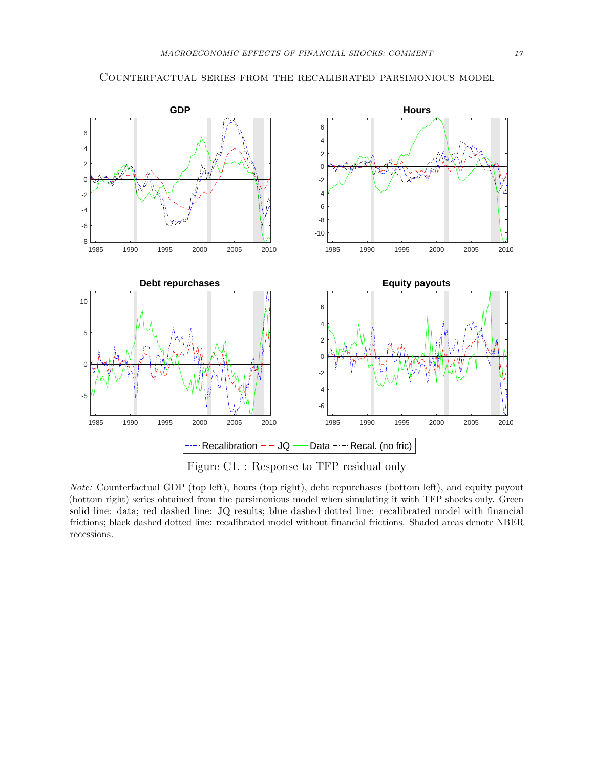Counterfactual series from the recalibrated parsimonious model

Figure C1. : Response to TFP residual only

*Note:* Counterfactual GDP (top left), hours (top right), debt repurchases (bottom left), and equity payout (bottom right) series obtained from the parsimonious model when simulating it with TFP shocks only. Green solid line: data; red dashed line: JQ results; blue dashed dotted line: recalibrated model with financial frictions; black dashed dotted line: recalibrated model without financial frictions. Shaded areas denote NBER recessions.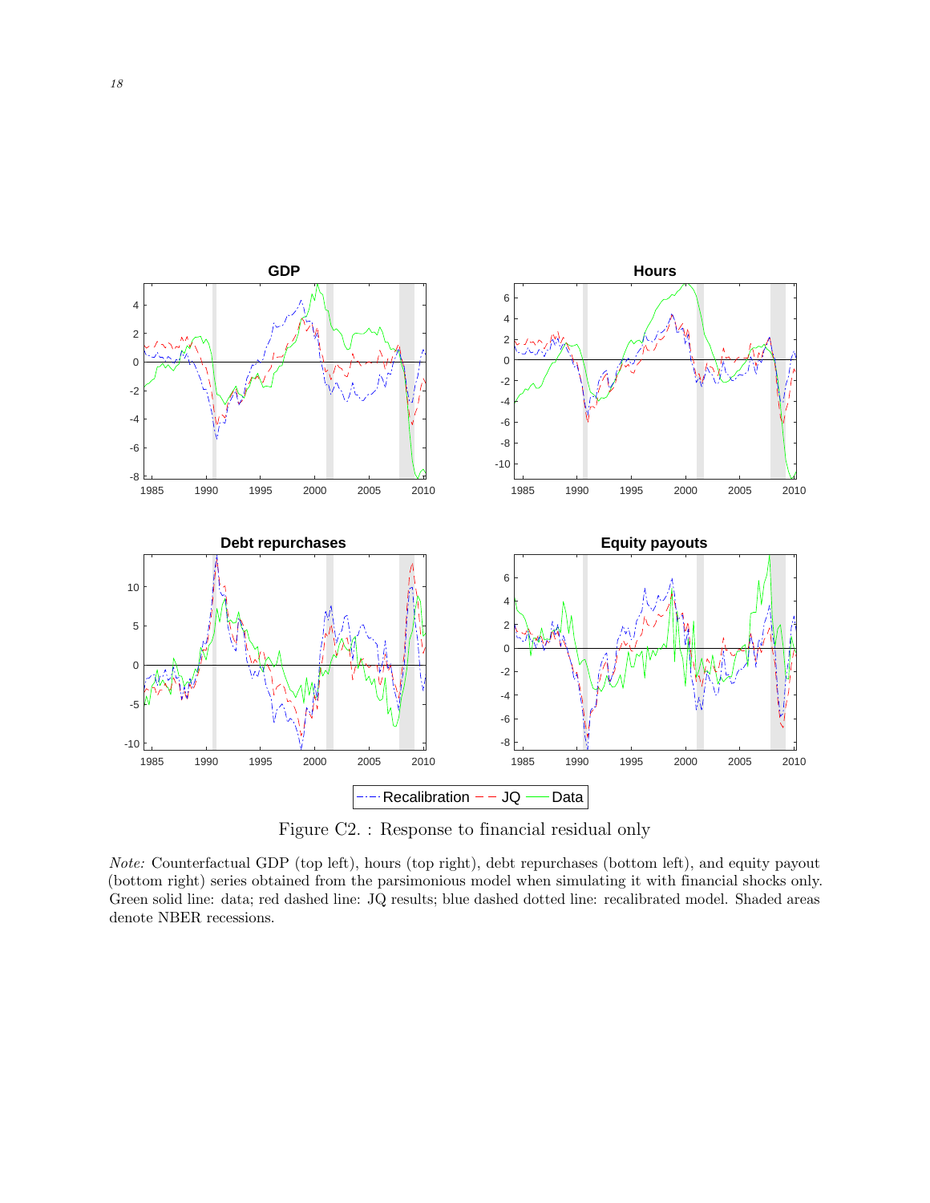Figure C2. : Response to financial residual only

*Note:* Counterfactual GDP (top left), hours (top right), debt repurchases (bottom left), and equity payout (bottom right) series obtained from the parsimonious model when simulating it with financial shocks only. Green solid line: data; red dashed line: JQ results; blue dashed dotted line: recalibrated model. Shaded areas denote NBER recessions.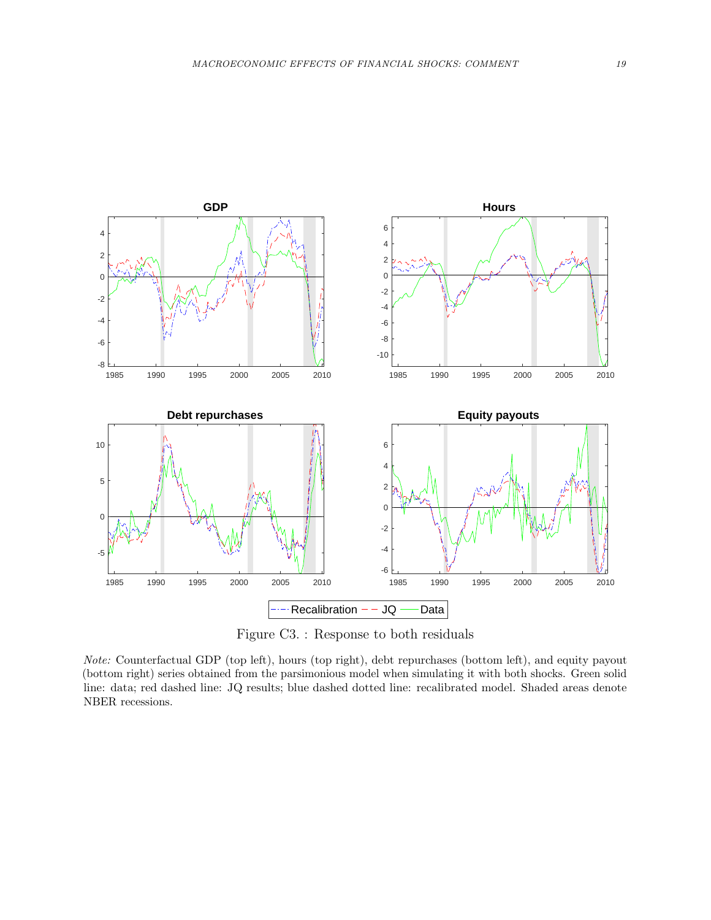GDP

Hours

Debt repurchases

Equity payouts

Recalibration — — JQ —— Data

Figure C3. : Response to both residuals

*Note:* Counterfactual GDP (top left), hours (top right), debt repurchases (bottom left), and equity payout (bottom right) series obtained from the parsimonious model when simulating it with both shocks. Green solid line: data; red dashed line: JQ results; blue dashed dotted line: recalibrated model. Shaded areas denote NBER recessions.